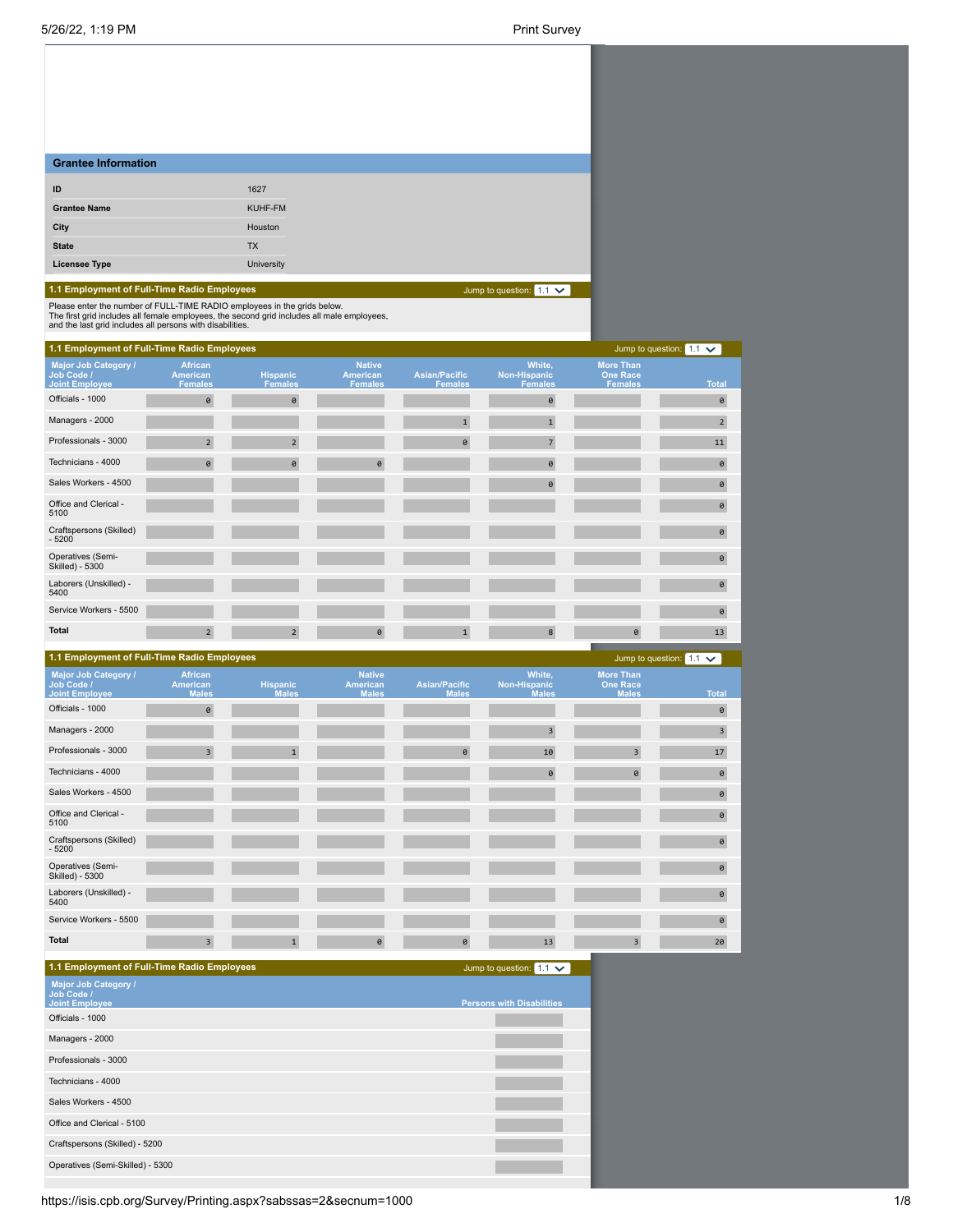## Grantee Information

| | |
|---|---|
| ID | 1627 |
| Grantee Name | KUHF-FM |
| City | Houston |
| State | TX |
| Licensee Type | University |

### 1.1 Employment of Full-Time Radio Employees

Jump to question: 1.1

Please enter the number of FULL-TIME RADIO employees in the grids below.
The first grid includes all female employees, the second grid includes all male employees,
and the last grid includes all persons with disabilities.

### 1.1 Employment of Full-Time Radio Employees

| Major Job Category / Job Code / Joint Employee | African American Females | Hispanic Females | Native American Females | Asian/Pacific Females | White, Non-Hispanic Females | More Than One Race Females | Total |
|---|---|---|---|---|---|---|---|
| Officials - 1000 | 0 | 0 | | | 0 | | 0 |
| Managers - 2000 | | | | 1 | 1 | | 2 |
| Professionals - 3000 | 2 | 2 | | 0 | 7 | | 11 |
| Technicians - 4000 | 0 | 0 | 0 | | 0 | | 0 |
| Sales Workers - 4500 | | | | | 0 | | 0 |
| Office and Clerical - 5100 | | | | | | | 0 |
| Craftspersons (Skilled) - 5200 | | | | | | | 0 |
| Operatives (Semi-Skilled) - 5300 | | | | | | | 0 |
| Laborers (Unskilled) - 5400 | | | | | | | 0 |
| Service Workers - 5500 | | | | | | | 0 |
| **Total** | 2 | 2 | 0 | 1 | 8 | 0 | 13 |

### 1.1 Employment of Full-Time Radio Employees

| Major Job Category / Job Code / Joint Employee | African American Males | Hispanic Males | Native American Males | Asian/Pacific Males | White, Non-Hispanic Males | More Than One Race Males | Total |
|---|---|---|---|---|---|---|---|
| Officials - 1000 | 0 | | | | | | 0 |
| Managers - 2000 | | | | | 3 | | 3 |
| Professionals - 3000 | 3 | 1 | | 0 | 10 | 3 | 17 |
| Technicians - 4000 | | | | | 0 | 0 | 0 |
| Sales Workers - 4500 | | | | | | | 0 |
| Office and Clerical - 5100 | | | | | | | 0 |
| Craftspersons (Skilled) - 5200 | | | | | | | 0 |
| Operatives (Semi-Skilled) - 5300 | | | | | | | 0 |
| Laborers (Unskilled) - 5400 | | | | | | | 0 |
| Service Workers - 5500 | | | | | | | 0 |
| **Total** | 3 | 1 | 0 | 0 | 13 | 3 | 20 |

### 1.1 Employment of Full-Time Radio Employees

| Major Job Category / Job Code / Joint Employee | Persons with Disabilities |
|---|---|
| Officials - 1000 | |
| Managers - 2000 | |
| Professionals - 3000 | |
| Technicians - 4000 | |
| Sales Workers - 4500 | |
| Office and Clerical - 5100 | |
| Craftspersons (Skilled) - 5200 | |
| Operatives (Semi-Skilled) - 5300 | |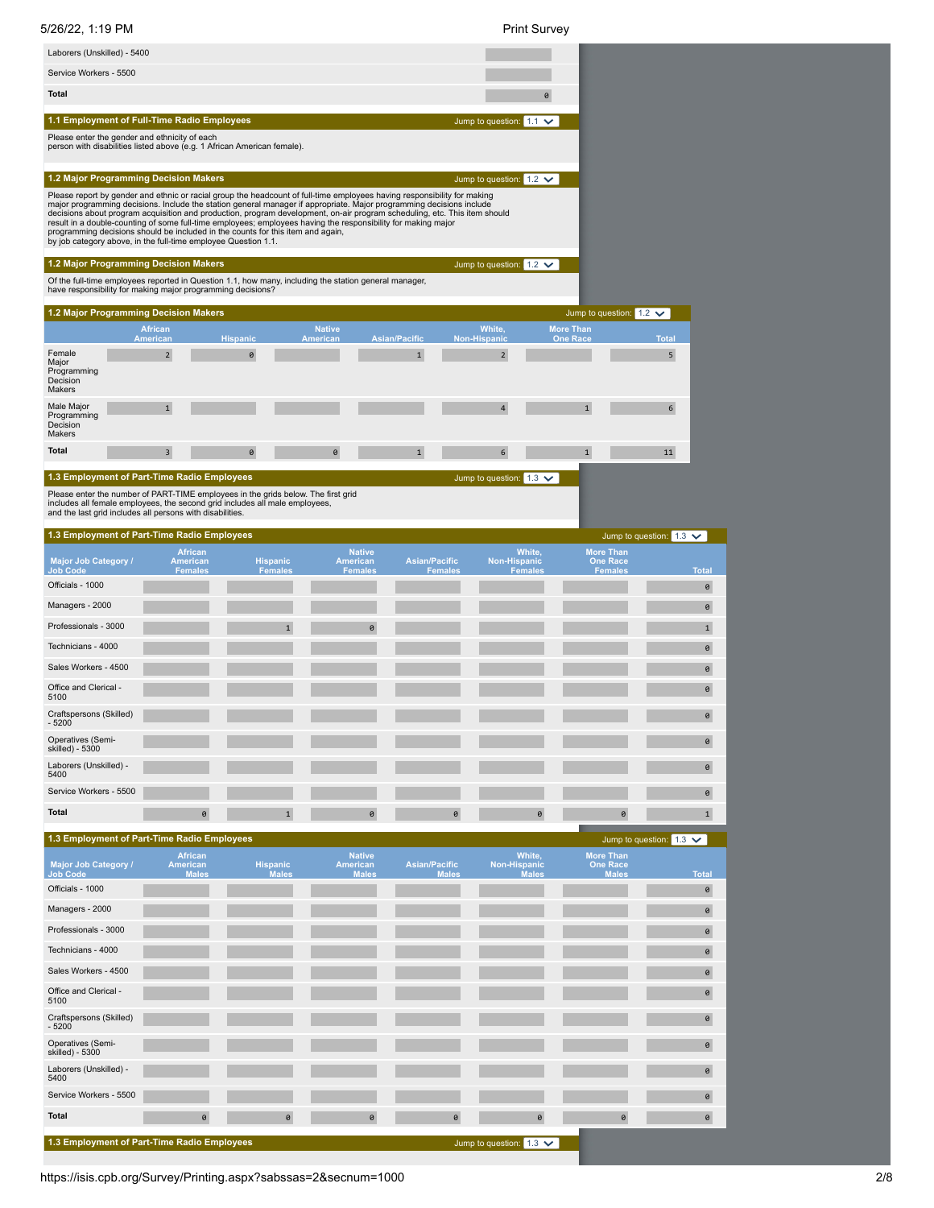| | |
|---|---|
| Laborers (Unskilled) - 5400 | |
| Service Workers - 5500 | |
| **Total** | 0 |

### 1.1 Employment of Full-Time Radio Employees

Jump to question: 1.1

Please enter the gender and ethnicity of each person with disabilities listed above (e.g. 1 African American female).

### 1.2 Major Programming Decision Makers

Jump to question: 1.2

Please report by gender and ethnic or racial group the headcount of full-time employees having responsibility for making major programming decisions. Include the station general manager if appropriate. Major programming decisions include decisions about program acquisition and production, program development, on-air program scheduling, etc. This item should result in a double-counting of some full-time employees; employees having the responsibility for making major programming decisions should be included in the counts for this item and again, by job category above, in the full-time employee Question 1.1.

### 1.2 Major Programming Decision Makers

Jump to question: 1.2

Of the full-time employees reported in Question 1.1, how many, including the station general manager, have responsibility for making major programming decisions?

### 1.2 Major Programming Decision Makers

Jump to question: 1.2

| | African American | Hispanic | Native American | Asian/Pacific | White, Non-Hispanic | More Than One Race | Total |
|---|---|---|---|---|---|---|---|
| Female Major Programming Decision Makers | 2 | 0 | | 1 | 2 | | 5 |
| Male Major Programming Decision Makers | 1 | | | | 4 | 1 | 6 |
| **Total** | 3 | 0 | 0 | 1 | 6 | 1 | 11 |

### 1.3 Employment of Part-Time Radio Employees

Jump to question: 1.3

Please enter the number of PART-TIME employees in the grids below. The first grid includes all female employees, the second grid includes all male employees, and the last grid includes all persons with disabilities.

### 1.3 Employment of Part-Time Radio Employees

Jump to question: 1.3

| Major Job Category / Job Code | African American Females | Hispanic Females | Native American Females | Asian/Pacific Females | White, Non-Hispanic Females | More Than One Race Females | Total |
|---|---|---|---|---|---|---|---|
| Officials - 1000 | | | | | | | 0 |
| Managers - 2000 | | | | | | | 0 |
| Professionals - 3000 | | 1 | 0 | | | | 1 |
| Technicians - 4000 | | | | | | | 0 |
| Sales Workers - 4500 | | | | | | | 0 |
| Office and Clerical - 5100 | | | | | | | 0 |
| Craftspersons (Skilled) - 5200 | | | | | | | 0 |
| Operatives (Semi-skilled) - 5300 | | | | | | | 0 |
| Laborers (Unskilled) - 5400 | | | | | | | 0 |
| Service Workers - 5500 | | | | | | | 0 |
| **Total** | 0 | 1 | 0 | 0 | 0 | 0 | 1 |

### 1.3 Employment of Part-Time Radio Employees

Jump to question: 1.3

| Major Job Category / Job Code | African American Males | Hispanic Males | Native American Males | Asian/Pacific Males | White, Non-Hispanic Males | More Than One Race Males | Total |
|---|---|---|---|---|---|---|---|
| Officials - 1000 | | | | | | | 0 |
| Managers - 2000 | | | | | | | 0 |
| Professionals - 3000 | | | | | | | 0 |
| Technicians - 4000 | | | | | | | 0 |
| Sales Workers - 4500 | | | | | | | 0 |
| Office and Clerical - 5100 | | | | | | | 0 |
| Craftspersons (Skilled) - 5200 | | | | | | | 0 |
| Operatives (Semi-skilled) - 5300 | | | | | | | 0 |
| Laborers (Unskilled) - 5400 | | | | | | | 0 |
| Service Workers - 5500 | | | | | | | 0 |
| **Total** | 0 | 0 | 0 | 0 | 0 | 0 | 0 |

### 1.3 Employment of Part-Time Radio Employees

Jump to question: 1.3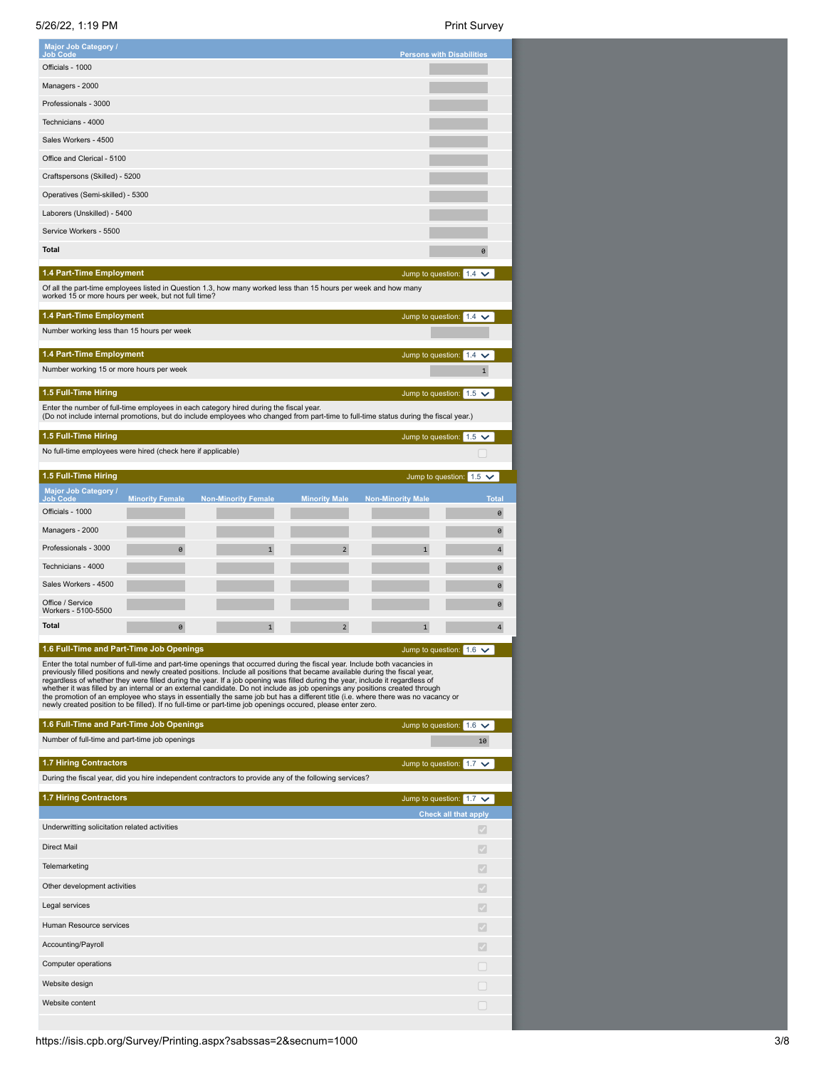| Major Job Category / Job Code | Persons with Disabilities |
|---|---|
| Officials - 1000 | |
| Managers - 2000 | |
| Professionals - 3000 | |
| Technicians - 4000 | |
| Sales Workers - 4500 | |
| Office and Clerical - 5100 | |
| Craftspersons (Skilled) - 5200 | |
| Operatives (Semi-skilled) - 5300 | |
| Laborers (Unskilled) - 5400 | |
| Service Workers - 5500 | |
| **Total** | 0 |

### 1.4 Part-Time Employment

Of all the part-time employees listed in Question 1.3, how many worked less than 15 hours per week and how many worked 15 or more hours per week, but not full time?

### 1.4 Part-Time Employment

Number working less than 15 hours per week

### 1.4 Part-Time Employment

Number working 15 or more hours per week: 1

### 1.5 Full-Time Hiring

Enter the number of full-time employees in each category hired during the fiscal year.
(Do not include internal promotions, but do include employees who changed from part-time to full-time status during the fiscal year.)

### 1.5 Full-Time Hiring

No full-time employees were hired (check here if applicable) ☐

### 1.5 Full-Time Hiring

| Major Job Category / Job Code | Minority Female | Non-Minority Female | Minority Male | Non-Minority Male | Total |
|---|---|---|---|---|---|
| Officials - 1000 | | | | | 0 |
| Managers - 2000 | | | | | 0 |
| Professionals - 3000 | 0 | 1 | 2 | 1 | 4 |
| Technicians - 4000 | | | | | 0 |
| Sales Workers - 4500 | | | | | 0 |
| Office / Service Workers - 5100-5500 | | | | | 0 |
| **Total** | 0 | 1 | 2 | 1 | 4 |

### 1.6 Full-Time and Part-Time Job Openings

Enter the total number of full-time and part-time openings that occurred during the fiscal year. Include both vacancies in previously filled positions and newly created positions. Include all positions that became available during the fiscal year, regardless of whether they were filled during the year. If a job opening was filled during the year, include it regardless of whether it was filled by an internal or an external candidate. Do not include as job openings any positions created through the promotion of an employee who stays in essentially the same job but has a different title (i.e. where there was no vacancy or newly created position to be filled). If no full-time or part-time job openings occured, please enter zero.

### 1.6 Full-Time and Part-Time Job Openings

Number of full-time and part-time job openings: 10

### 1.7 Hiring Contractors

During the fiscal year, did you hire independent contractors to provide any of the following services?

### 1.7 Hiring Contractors

| | Check all that apply |
|---|---|
| Underwritting solicitation related activities | ☑ |
| Direct Mail | ☑ |
| Telemarketing | ☑ |
| Other development activities | ☑ |
| Legal services | ☑ |
| Human Resource services | ☑ |
| Accounting/Payroll | ☑ |
| Computer operations | ☐ |
| Website design | ☐ |
| Website content | ☐ |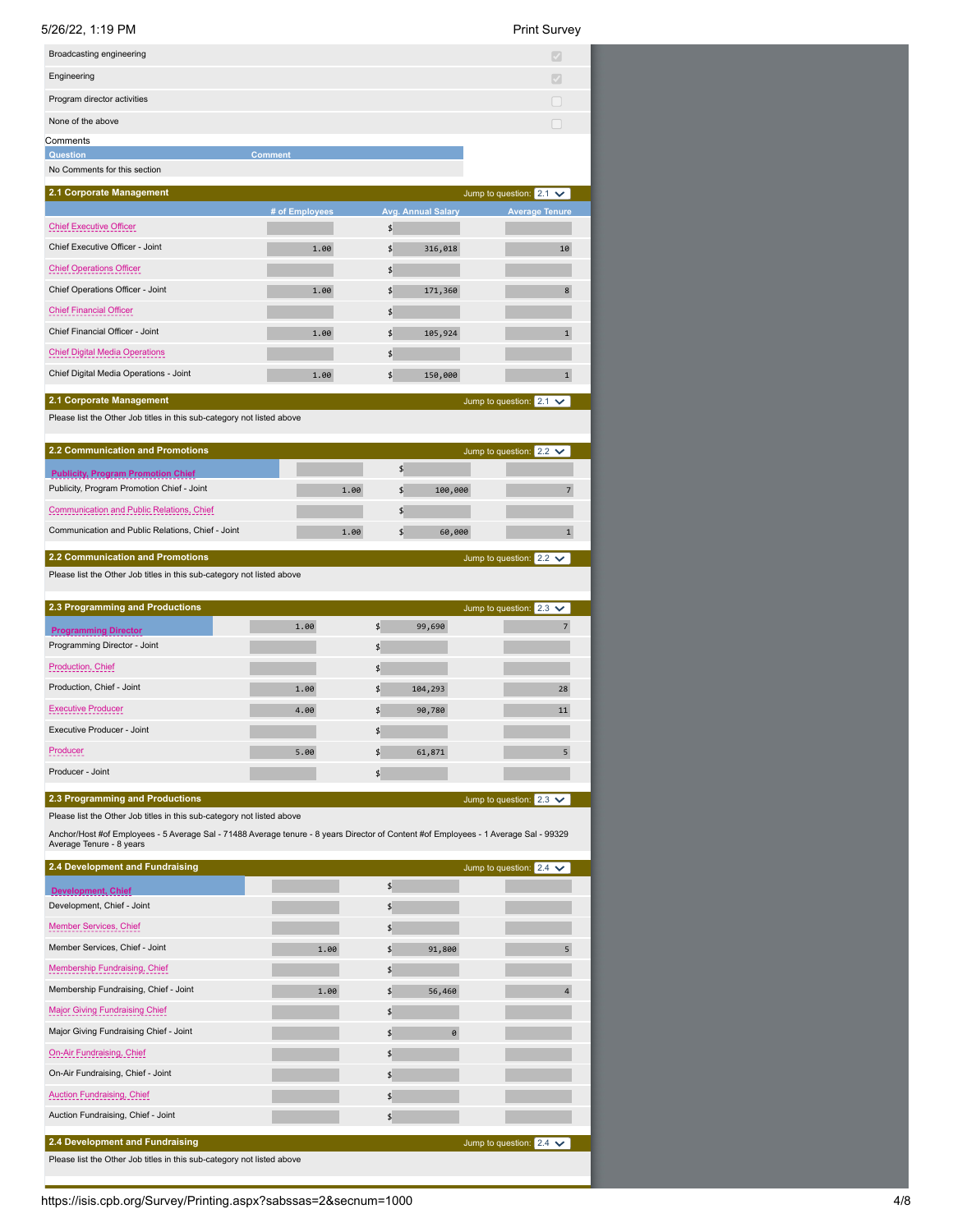| | |
|---|---|
| Broadcasting engineering | ☑ |
| Engineering | ☑ |
| Program director activities | ☐ |
| None of the above | ☐ |

Comments

| Question | Comment |
|---|---|
| No Comments for this section | |

## 2.1 Corporate Management

Jump to question: 2.1

| | # of Employees | Avg. Annual Salary | Average Tenure |
|---|---|---|---|
| Chief Executive Officer | | $ | |
| Chief Executive Officer - Joint | 1.00 | $ 316,018 | 10 |
| Chief Operations Officer | | $ | |
| Chief Operations Officer - Joint | 1.00 | $ 171,360 | 8 |
| Chief Financial Officer | | $ | |
| Chief Financial Officer - Joint | 1.00 | $ 105,924 | 1 |
| Chief Digital Media Operations | | $ | |
| Chief Digital Media Operations - Joint | 1.00 | $ 150,000 | 1 |

## 2.1 Corporate Management

Jump to question: 2.1

Please list the Other Job titles in this sub-category not listed above

## 2.2 Communication and Promotions

Jump to question: 2.2

| | # of Employees | Avg. Annual Salary | Average Tenure |
|---|---|---|---|
| Publicity, Program Promotion Chief | | $ | |
| Publicity, Program Promotion Chief - Joint | 1.00 | $ 100,000 | 7 |
| Communication and Public Relations, Chief | | $ | |
| Communication and Public Relations, Chief - Joint | 1.00 | $ 60,000 | 1 |

## 2.2 Communication and Promotions

Jump to question: 2.2

Please list the Other Job titles in this sub-category not listed above

## 2.3 Programming and Productions

Jump to question: 2.3

| | # of Employees | Avg. Annual Salary | Average Tenure |
|---|---|---|---|
| Programming Director | 1.00 | $ 99,690 | 7 |
| Programming Director - Joint | | $ | |
| Production, Chief | | $ | |
| Production, Chief - Joint | 1.00 | $ 104,293 | 28 |
| Executive Producer | 4.00 | $ 90,780 | 11 |
| Executive Producer - Joint | | $ | |
| Producer | 5.00 | $ 61,871 | 5 |
| Producer - Joint | | $ | |

## 2.3 Programming and Productions

Jump to question: 2.3

Please list the Other Job titles in this sub-category not listed above

Anchor/Host #of Employees - 5 Average Sal - 71488 Average tenure - 8 years Director of Content #of Employees - 1 Average Sal - 99329 Average Tenure - 8 years

## 2.4 Development and Fundraising

Jump to question: 2.4

| | # of Employees | Avg. Annual Salary | Average Tenure |
|---|---|---|---|
| Development, Chief | | $ | |
| Development, Chief - Joint | | $ | |
| Member Services, Chief | | $ | |
| Member Services, Chief - Joint | 1.00 | $ 91,800 | 5 |
| Membership Fundraising, Chief | | $ | |
| Membership Fundraising, Chief - Joint | 1.00 | $ 56,460 | 4 |
| Major Giving Fundraising Chief | | $ | |
| Major Giving Fundraising Chief - Joint | | $ 0 | |
| On-Air Fundraising, Chief | | $ | |
| On-Air Fundraising, Chief - Joint | | $ | |
| Auction Fundraising, Chief | | $ | |
| Auction Fundraising, Chief - Joint | | $ | |

## 2.4 Development and Fundraising

Jump to question: 2.4

Please list the Other Job titles in this sub-category not listed above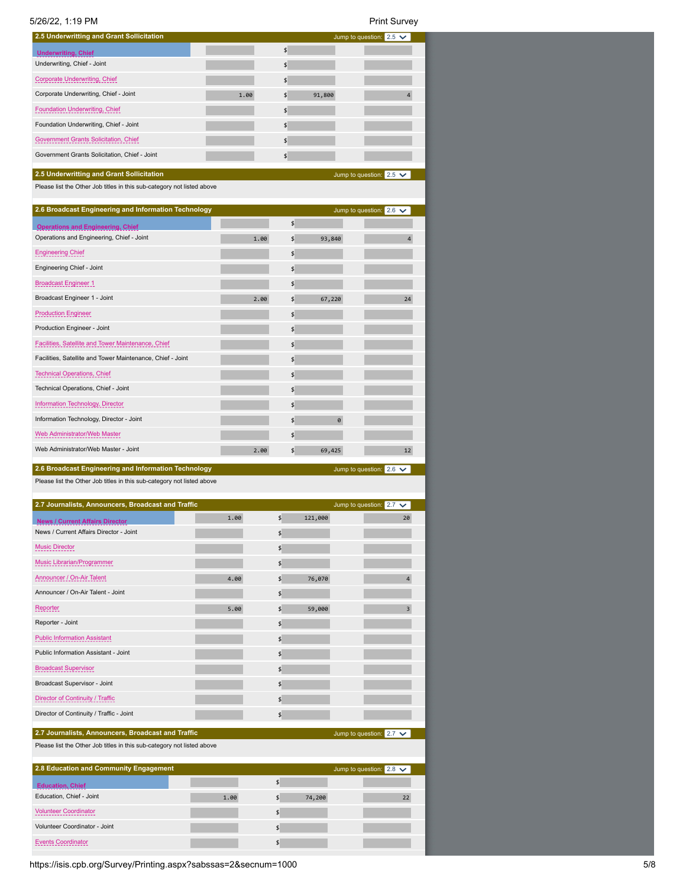## 2.5 Underwritting and Grant Sollicitation

Jump to question: 2.5

| Job Title | FTE | Salary | Value |
|---|---|---|---|
| Underwriting, Chief | | $ | |
| Underwriting, Chief - Joint | | $ | |
| Corporate Underwriting, Chief | | $ | |
| Corporate Underwriting, Chief - Joint | 1.00 | $ 91,800 | 4 |
| Foundation Underwriting, Chief | | $ | |
| Foundation Underwriting, Chief - Joint | | $ | |
| Government Grants Solicitation, Chief | | $ | |
| Government Grants Solicitation, Chief - Joint | | $ | |

## 2.5 Underwritting and Grant Sollicitation

Jump to question: 2.5

Please list the Other Job titles in this sub-category not listed above

## 2.6 Broadcast Engineering and Information Technology

Jump to question: 2.6

| Job Title | FTE | Salary | Value |
|---|---|---|---|
| Operations and Engineering, Chief | | $ | |
| Operations and Engineering, Chief - Joint | 1.00 | $ 93,840 | 4 |
| Engineering Chief | | $ | |
| Engineering Chief - Joint | | $ | |
| Broadcast Engineer 1 | | $ | |
| Broadcast Engineer 1 - Joint | 2.00 | $ 67,220 | 24 |
| Production Engineer | | $ | |
| Production Engineer - Joint | | $ | |
| Facilities, Satellite and Tower Maintenance, Chief | | $ | |
| Facilities, Satellite and Tower Maintenance, Chief - Joint | | $ | |
| Technical Operations, Chief | | $ | |
| Technical Operations, Chief - Joint | | $ | |
| Information Technology, Director | | $ | |
| Information Technology, Director - Joint | | $ 0 | |
| Web Administrator/Web Master | | $ | |
| Web Administrator/Web Master - Joint | 2.00 | $ 69,425 | 12 |

## 2.6 Broadcast Engineering and Information Technology

Jump to question: 2.6

Please list the Other Job titles in this sub-category not listed above

## 2.7 Journalists, Announcers, Broadcast and Traffic

Jump to question: 2.7

| Job Title | FTE | Salary | Value |
|---|---|---|---|
| News / Current Affairs Director | 1.00 | $ 121,000 | 20 |
| News / Current Affairs Director - Joint | | $ | |
| Music Director | | $ | |
| Music Librarian/Programmer | | $ | |
| Announcer / On-Air Talent | 4.00 | $ 76,070 | 4 |
| Announcer / On-Air Talent - Joint | | $ | |
| Reporter | 5.00 | $ 59,000 | 3 |
| Reporter - Joint | | $ | |
| Public Information Assistant | | $ | |
| Public Information Assistant - Joint | | $ | |
| Broadcast Supervisor | | $ | |
| Broadcast Supervisor - Joint | | $ | |
| Director of Continuity / Traffic | | $ | |
| Director of Continuity / Traffic - Joint | | $ | |

## 2.7 Journalists, Announcers, Broadcast and Traffic

Jump to question: 2.7

Please list the Other Job titles in this sub-category not listed above

## 2.8 Education and Community Engagement

Jump to question: 2.8

| Job Title | FTE | Salary | Value |
|---|---|---|---|
| Education, Chief | | $ | |
| Education, Chief - Joint | 1.00 | $ 74,200 | 22 |
| Volunteer Coordinator | | $ | |
| Volunteer Coordinator - Joint | | $ | |
| Events Coordinator | | $ | |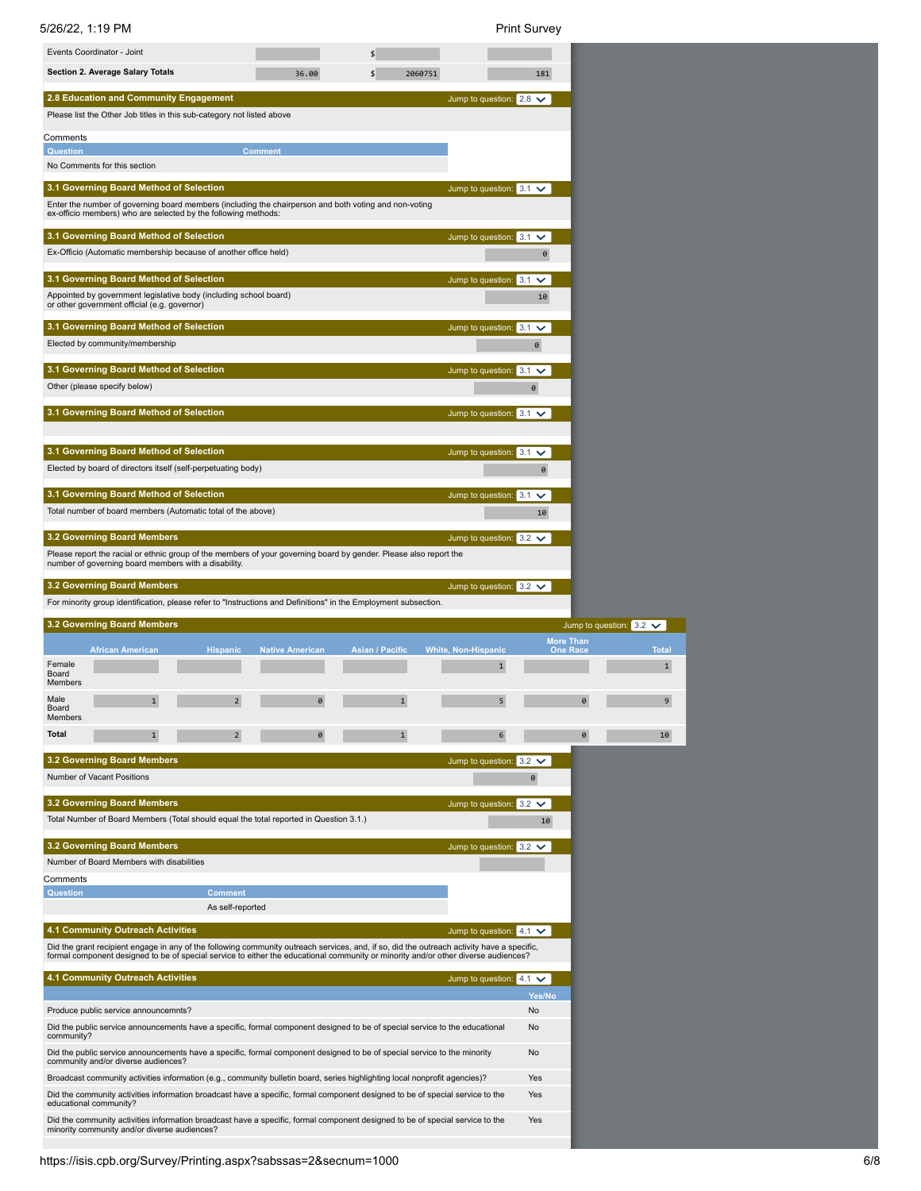| | | | |
|---|---|---|---|
| Events Coordinator - Joint | | $ | |
| **Section 2. Average Salary Totals** | 36.00 | $ 2060751 | 181 |

**2.8 Education and Community Engagement** — Jump to question: 2.8

Please list the Other Job titles in this sub-category not listed above

Comments

| Question | Comment |
|---|---|
| No Comments for this section | |

**3.1 Governing Board Method of Selection** — Jump to question: 3.1

Enter the number of governing board members (including the chairperson and both voting and non-voting ex-officio members) who are selected by the following methods:

**3.1 Governing Board Method of Selection** — Jump to question: 3.1

Ex-Officio (Automatic membership because of another office held): 0

**3.1 Governing Board Method of Selection** — Jump to question: 3.1

Appointed by government legislative body (including school board) or other government official (e.g. governor): 10

**3.1 Governing Board Method of Selection** — Jump to question: 3.1

Elected by community/membership: 0

**3.1 Governing Board Method of Selection** — Jump to question: 3.1

Other (please specify below): 0

**3.1 Governing Board Method of Selection** — Jump to question: 3.1

**3.1 Governing Board Method of Selection** — Jump to question: 3.1

Elected by board of directors itself (self-perpetuating body): 0

**3.1 Governing Board Method of Selection** — Jump to question: 3.1

Total number of board members (Automatic total of the above): 10

**3.2 Governing Board Members** — Jump to question: 3.2

Please report the racial or ethnic group of the members of your governing board by gender. Please also report the number of governing board members with a disability.

**3.2 Governing Board Members** — Jump to question: 3.2

For minority group identification, please refer to "Instructions and Definitions" in the Employment subsection.

**3.2 Governing Board Members** — Jump to question: 3.2

| | African American | Hispanic | Native American | Asian / Pacific | White, Non-Hispanic | More Than One Race | Total |
|---|---|---|---|---|---|---|---|
| Female Board Members | | | | | 1 | | 1 |
| Male Board Members | 1 | 2 | 0 | 1 | 5 | 0 | 9 |
| **Total** | 1 | 2 | 0 | 1 | 6 | 0 | 10 |

**3.2 Governing Board Members** — Jump to question: 3.2

Number of Vacant Positions: 0

**3.2 Governing Board Members** — Jump to question: 3.2

Total Number of Board Members (Total should equal the total reported in Question 3.1.): 10

**3.2 Governing Board Members** — Jump to question: 3.2

Number of Board Members with disabilities:

Comments

| Question | Comment |
|---|---|
| | As self-reported |

**4.1 Community Outreach Activities** — Jump to question: 4.1

Did the grant recipient engage in any of the following community outreach services, and, if so, did the outreach activity have a specific, formal component designed to be of special service to either the educational community or minority and/or other diverse audiences?

**4.1 Community Outreach Activities** — Jump to question: 4.1

| | Yes/No |
|---|---|
| Produce public service announcemnts? | No |
| Did the public service announcements have a specific, formal component designed to be of special service to the educational community? | No |
| Did the public service announcements have a specific, formal component designed to be of special service to the minority community and/or diverse audiences? | No |
| Broadcast community activities information (e.g., community bulletin board, series highlighting local nonprofit agencies)? | Yes |
| Did the community activities information broadcast have a specific, formal component designed to be of special service to the educational community? | Yes |
| Did the community activities information broadcast have a specific, formal component designed to be of special service to the minority community and/or diverse audiences? | Yes |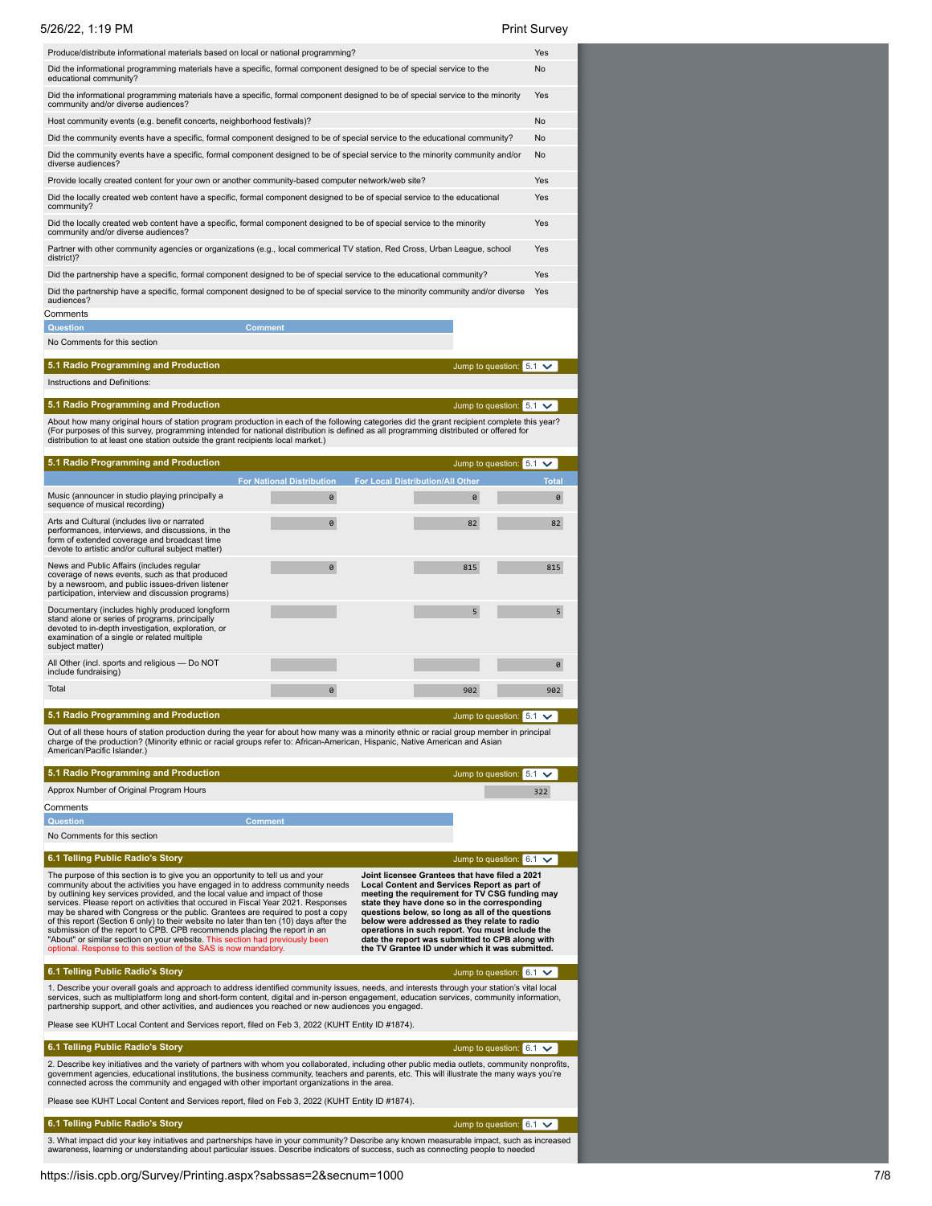| Question | Answer |
|---|---|
| Produce/distribute informational materials based on local or national programming? | Yes |
| Did the informational programming materials have a specific, formal component designed to be of special service to the educational community? | No |
| Did the informational programming materials have a specific, formal component designed to be of special service to the minority community and/or diverse audiences? | Yes |
| Host community events (e.g. benefit concerts, neighborhood festivals)? | No |
| Did the community events have a specific, formal component designed to be of special service to the educational community? | No |
| Did the community events have a specific, formal component designed to be of special service to the minority community and/or diverse audiences? | No |
| Provide locally created content for your own or another community-based computer network/web site? | Yes |
| Did the locally created web content have a specific, formal component designed to be of special service to the educational community? | Yes |
| Did the locally created web content have a specific, formal component designed to be of special service to the minority community and/or diverse audiences? | Yes |
| Partner with other community agencies or organizations (e.g., local commerical TV station, Red Cross, Urban League, school district)? | Yes |
| Did the partnership have a specific, formal component designed to be of special service to the educational community? | Yes |
| Did the partnership have a specific, formal component designed to be of special service to the minority community and/or diverse audiences? | Yes |

Comments

| Question | Comment |
|---|---|
| No Comments for this section | |

## 5.1 Radio Programming and Production

Instructions and Definitions:

## 5.1 Radio Programming and Production

About how many original hours of station program production in each of the following categories did the grant recipient complete this year? (For purposes of this survey, programming intended for national distribution is defined as all programming distributed or offered for distribution to at least one station outside the grant recipients local market.)

## 5.1 Radio Programming and Production

| | For National Distribution | For Local Distribution/All Other | Total |
|---|---|---|---|
| Music (announcer in studio playing principally a sequence of musical recording) | 0 | 0 | 0 |
| Arts and Cultural (includes live or narrated performances, interviews, and discussions, in the form of extended coverage and broadcast time devote to artistic and/or cultural subject matter) | 0 | 82 | 82 |
| News and Public Affairs (includes regular coverage of news events, such as that produced by a newsroom, and public issues-driven listener participation, interview and discussion programs) | 0 | 815 | 815 |
| Documentary (includes highly produced longform stand alone or series of programs, principally devoted to in-depth investigation, exploration, or examination of a single or related multiple subject matter) | | 5 | 5 |
| All Other (incl. sports and religious — Do NOT include fundraising) | | | 0 |
| Total | 0 | 902 | 902 |

## 5.1 Radio Programming and Production

Out of all these hours of station production during the year for about how many was a minority ethnic or racial group member in principal charge of the production? (Minority ethnic or racial groups refer to: African-American, Hispanic, Native American and Asian American/Pacific Islander.)

## 5.1 Radio Programming and Production

| | |
|---|---|
| Approx Number of Original Program Hours | 322 |

Comments

| Question | Comment |
|---|---|
| No Comments for this section | |

## 6.1 Telling Public Radio's Story

The purpose of this section is to give you an opportunity to tell us and your community about the activities you have engaged in to address community needs by outlining key services provided, and the local value and impact of those services. Please report on activities that occured in Fiscal Year 2021. Responses may be shared with Congress or the public. Grantees are required to post a copy of this report (Section 6 only) to their website no later than ten (10) days after the submission of the report to CPB. CPB recommends placing the report in an "About" or similar section on your website. This section had previously been optional. Response to this section of the SAS is now mandatory.

**Joint licensee Grantees that have filed a 2021 Local Content and Services Report as part of meeting the requirement for TV CSG funding may state they have done so in the corresponding questions below, so long as all of the questions below were addressed as they relate to radio operations in such report. You must include the date the report was submitted to CPB along with the TV Grantee ID under which it was submitted.**

## 6.1 Telling Public Radio's Story

1. Describe your overall goals and approach to address identified community issues, needs, and interests through your station's vital local services, such as multiplatform long and short-form content, digital and in-person engagement, education services, community information, partnership support, and other activities, and audiences you reached or new audiences you engaged.

Please see KUHT Local Content and Services report, filed on Feb 3, 2022 (KUHT Entity ID #1874).

## 6.1 Telling Public Radio's Story

2. Describe key initiatives and the variety of partners with whom you collaborated, including other public media outlets, community nonprofits, government agencies, educational institutions, the business community, teachers and parents, etc. This will illustrate the many ways you're connected across the community and engaged with other important organizations in the area.

Please see KUHT Local Content and Services report, filed on Feb 3, 2022 (KUHT Entity ID #1874).

## 6.1 Telling Public Radio's Story

3. What impact did your key initiatives and partnerships have in your community? Describe any known measurable impact, such as increased awareness, learning or understanding about particular issues. Describe indicators of success, such as connecting people to needed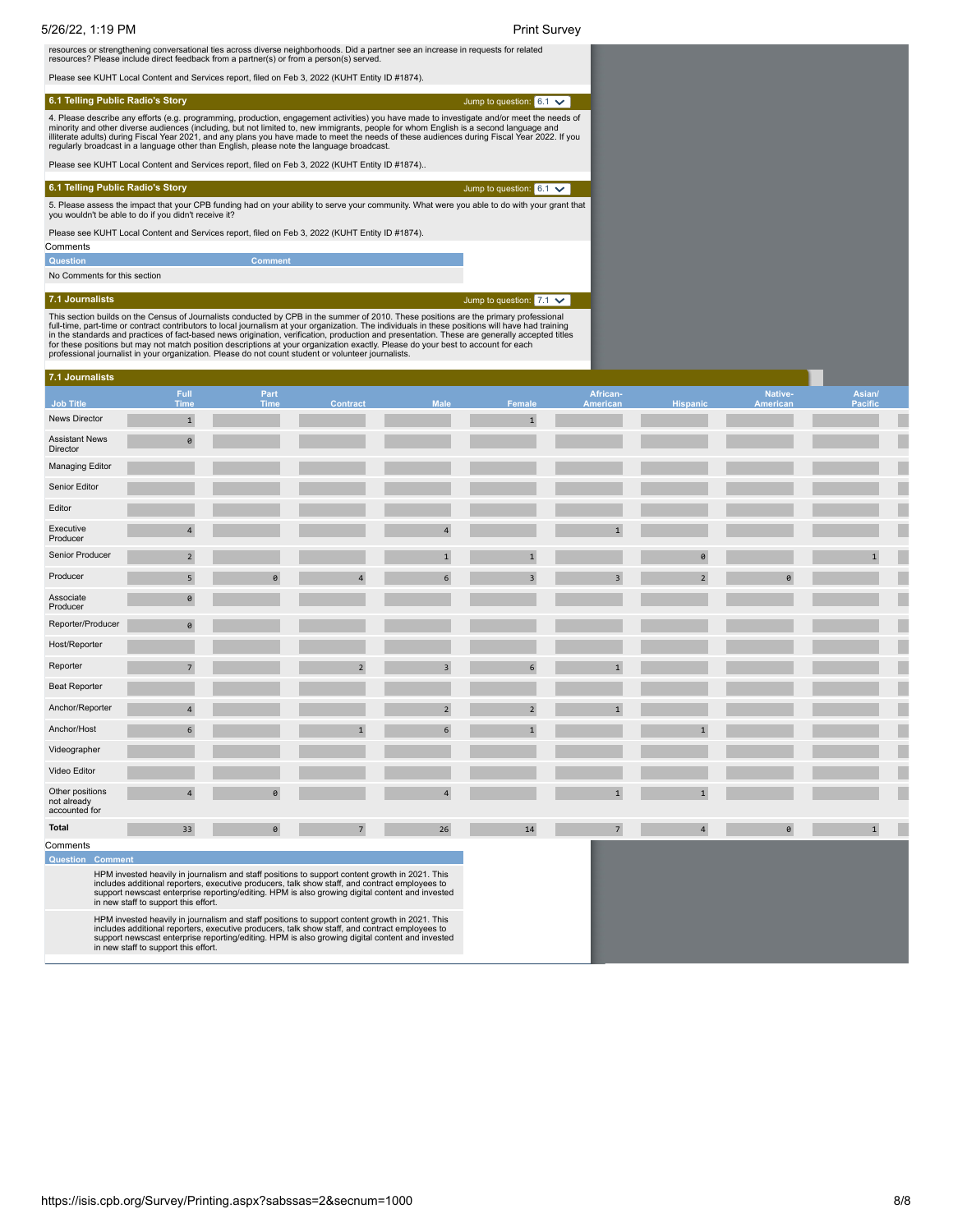resources or strengthening conversational ties across diverse neighborhoods. Did a partner see an increase in requests for related resources? Please include direct feedback from a partner(s) or from a person(s) served.

Please see KUHT Local Content and Services report, filed on Feb 3, 2022 (KUHT Entity ID #1874).

## 6.1 Telling Public Radio's Story

Jump to question: 6.1

4. Please describe any efforts (e.g. programming, production, engagement activities) you have made to investigate and/or meet the needs of minority and other diverse audiences (including, but not limited to, new immigrants, people for whom English is a second language and illiterate adults) during Fiscal Year 2021, and any plans you have made to meet the needs of these audiences during Fiscal Year 2022. If you regularly broadcast in a language other than English, please note the language broadcast.

Please see KUHT Local Content and Services report, filed on Feb 3, 2022 (KUHT Entity ID #1874)..

## 6.1 Telling Public Radio's Story

Jump to question: 6.1

5. Please assess the impact that your CPB funding had on your ability to serve your community. What were you able to do with your grant that you wouldn't be able to do if you didn't receive it?

Please see KUHT Local Content and Services report, filed on Feb 3, 2022 (KUHT Entity ID #1874).

Comments

| Question | Comment |
|---|---|
| No Comments for this section | |

## 7.1 Journalists

Jump to question: 7.1

This section builds on the Census of Journalists conducted by CPB in the summer of 2010. These positions are the primary professional full-time, part-time or contract contributors to local journalism at your organization. The individuals in these positions will have had training in the standards and practices of fact-based news origination, verification, production and presentation. These are generally accepted titles for these positions but may not match position descriptions at your organization exactly. Please do your best to account for each professional journalist in your organization. Please do not count student or volunteer journalists.

## 7.1 Journalists

| Job Title | Full Time | Part Time | Contract | Male | Female | African-American | Hispanic | Native-American | Asian/Pacific |
|---|---|---|---|---|---|---|---|---|---|
| News Director | 1 | | | | 1 | | | | |
| Assistant News Director | 0 | | | | | | | | |
| Managing Editor | | | | | | | | | |
| Senior Editor | | | | | | | | | |
| Editor | | | | | | | | | |
| Executive Producer | 4 | | | 4 | | 1 | | | |
| Senior Producer | 2 | | | 1 | 1 | | 0 | | 1 |
| Producer | 5 | 0 | 4 | 6 | 3 | 3 | 2 | 0 | |
| Associate Producer | 0 | | | | | | | | |
| Reporter/Producer | 0 | | | | | | | | |
| Host/Reporter | | | | | | | | | |
| Reporter | 7 | | 2 | 3 | 6 | 1 | | | |
| Beat Reporter | | | | | | | | | |
| Anchor/Reporter | 4 | | | 2 | 2 | 1 | | | |
| Anchor/Host | 6 | | 1 | 6 | 1 | | 1 | | |
| Videographer | | | | | | | | | |
| Video Editor | | | | | | | | | |
| Other positions not already accounted for | 4 | 0 | | 4 | | 1 | 1 | | |
| **Total** | 33 | 0 | 7 | 26 | 14 | 7 | 4 | 0 | 1 |

Comments

| Question | Comment |
|---|---|
| | HPM invested heavily in journalism and staff positions to support content growth in 2021. This includes additional reporters, executive producers, talk show staff, and contract employees to support newscast enterprise reporting/editing. HPM is also growing digital content and invested in new staff to support this effort. |
| | HPM invested heavily in journalism and staff positions to support content growth in 2021. This includes additional reporters, executive producers, talk show staff, and contract employees to support newscast enterprise reporting/editing. HPM is also growing digital content and invested in new staff to support this effort. |